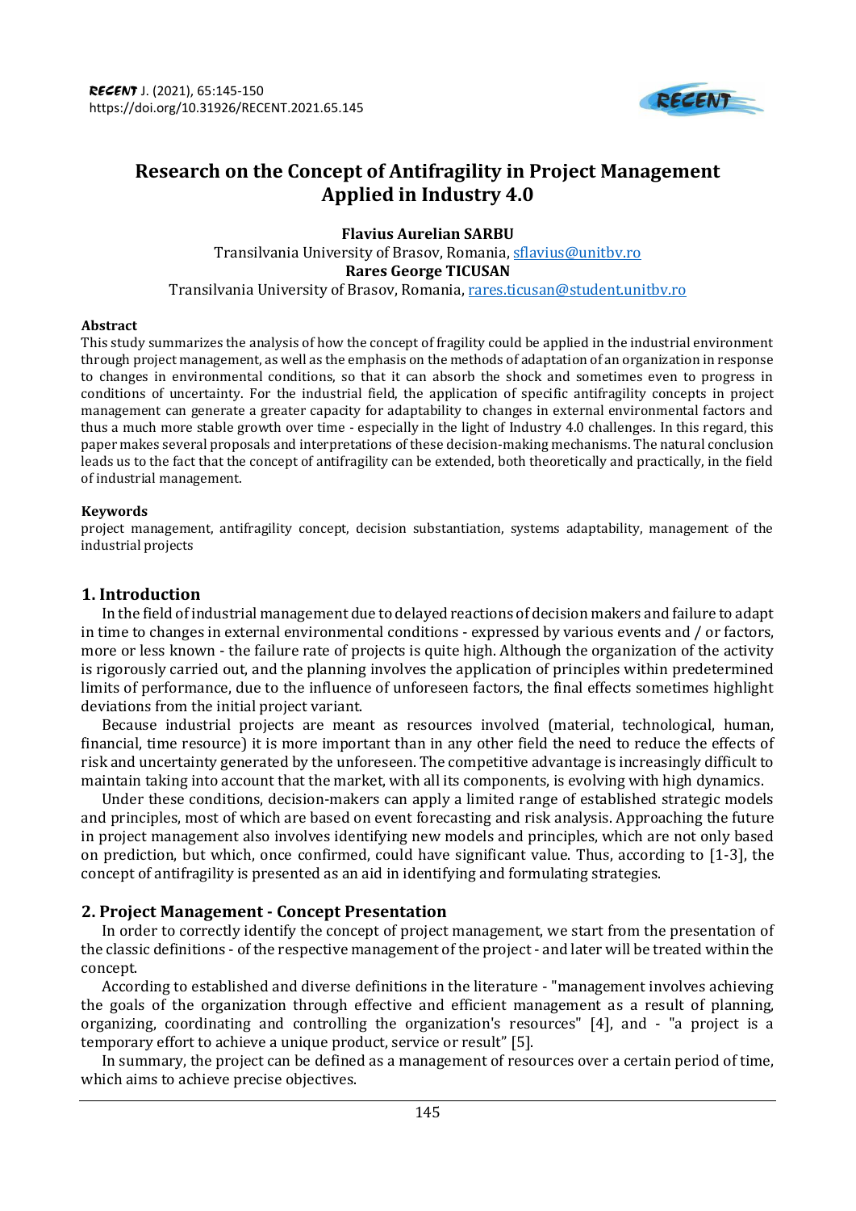# Research on the Concept of Antifragility in Project Management Applied in Industry 4.0

**Flavius Aurelian SARBU**
Transilvania University of Brasov, Romania, sflavius@unitbv.ro
**Rares George TICUSAN**
Transilvania University of Brasov, Romania, rares.ticusan@student.unitbv.ro

**Abstract**
This study summarizes the analysis of how the concept of fragility could be applied in the industrial environment through project management, as well as the emphasis on the methods of adaptation of an organization in response to changes in environmental conditions, so that it can absorb the shock and sometimes even to progress in conditions of uncertainty. For the industrial field, the application of specific antifragility concepts in project management can generate a greater capacity for adaptability to changes in external environmental factors and thus a much more stable growth over time - especially in the light of Industry 4.0 challenges. In this regard, this paper makes several proposals and interpretations of these decision-making mechanisms. The natural conclusion leads us to the fact that the concept of antifragility can be extended, both theoretically and practically, in the field of industrial management.

**Keywords**
project management, antifragility concept, decision substantiation, systems adaptability, management of the industrial projects

## 1. Introduction

In the field of industrial management due to delayed reactions of decision makers and failure to adapt in time to changes in external environmental conditions - expressed by various events and / or factors, more or less known - the failure rate of projects is quite high. Although the organization of the activity is rigorously carried out, and the planning involves the application of principles within predetermined limits of performance, due to the influence of unforeseen factors, the final effects sometimes highlight deviations from the initial project variant.

Because industrial projects are meant as resources involved (material, technological, human, financial, time resource) it is more important than in any other field the need to reduce the effects of risk and uncertainty generated by the unforeseen. The competitive advantage is increasingly difficult to maintain taking into account that the market, with all its components, is evolving with high dynamics.

Under these conditions, decision-makers can apply a limited range of established strategic models and principles, most of which are based on event forecasting and risk analysis. Approaching the future in project management also involves identifying new models and principles, which are not only based on prediction, but which, once confirmed, could have significant value. Thus, according to [1-3], the concept of antifragility is presented as an aid in identifying and formulating strategies.

## 2. Project Management - Concept Presentation

In order to correctly identify the concept of project management, we start from the presentation of the classic definitions - of the respective management of the project - and later will be treated within the concept.

According to established and diverse definitions in the literature - "management involves achieving the goals of the organization through effective and efficient management as a result of planning, organizing, coordinating and controlling the organization's resources" [4], and - "a project is a temporary effort to achieve a unique product, service or result" [5].

In summary, the project can be defined as a management of resources over a certain period of time, which aims to achieve precise objectives.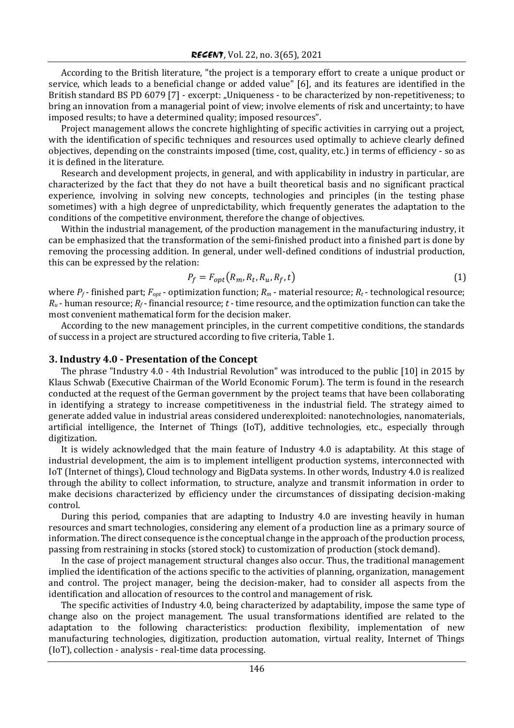According to the British literature, "the project is a temporary effort to create a unique product or service, which leads to a beneficial change or added value" [6], and its features are identified in the British standard BS PD 6079 [7] - excerpt: „Uniqueness - to be characterized by non-repetitiveness; to bring an innovation from a managerial point of view; involve elements of risk and uncertainty; to have imposed results; to have a determined quality; imposed resources".

Project management allows the concrete highlighting of specific activities in carrying out a project, with the identification of specific techniques and resources used optimally to achieve clearly defined objectives, depending on the constraints imposed (time, cost, quality, etc.) in terms of efficiency - so as it is defined in the literature.

Research and development projects, in general, and with applicability in industry in particular, are characterized by the fact that they do not have a built theoretical basis and no significant practical experience, involving in solving new concepts, technologies and principles (in the testing phase sometimes) with a high degree of unpredictability, which frequently generates the adaptation to the conditions of the competitive environment, therefore the change of objectives.

Within the industrial management, of the production management in the manufacturing industry, it can be emphasized that the transformation of the semi-finished product into a finished part is done by removing the processing addition. In general, under well-defined conditions of industrial production, this can be expressed by the relation:

$$P_f = F_{opt}(R_m, R_t, R_u, R_f, t) \tag{1}$$

where $P_f$ - finished part; $F_{opt}$ - optimization function; $R_m$ - material resource; $R_t$ - technological resource; $R_u$ - human resource; $R_f$ - financial resource; $t$ - time resource, and the optimization function can take the most convenient mathematical form for the decision maker.

According to the new management principles, in the current competitive conditions, the standards of success in a project are structured according to five criteria, Table 1.

## 3. Industry 4.0 - Presentation of the Concept

The phrase "Industry 4.0 - 4th Industrial Revolution" was introduced to the public [10] in 2015 by Klaus Schwab (Executive Chairman of the World Economic Forum). The term is found in the research conducted at the request of the German government by the project teams that have been collaborating in identifying a strategy to increase competitiveness in the industrial field. The strategy aimed to generate added value in industrial areas considered underexploited: nanotechnologies, nanomaterials, artificial intelligence, the Internet of Things (IoT), additive technologies, etc., especially through digitization.

It is widely acknowledged that the main feature of Industry 4.0 is adaptability. At this stage of industrial development, the aim is to implement intelligent production systems, interconnected with IoT (Internet of things), Cloud technology and BigData systems. In other words, Industry 4.0 is realized through the ability to collect information, to structure, analyze and transmit information in order to make decisions characterized by efficiency under the circumstances of dissipating decision-making control.

During this period, companies that are adapting to Industry 4.0 are investing heavily in human resources and smart technologies, considering any element of a production line as a primary source of information. The direct consequence is the conceptual change in the approach of the production process, passing from restraining in stocks (stored stock) to customization of production (stock demand).

In the case of project management structural changes also occur. Thus, the traditional management implied the identification of the actions specific to the activities of planning, organization, management and control. The project manager, being the decision-maker, had to consider all aspects from the identification and allocation of resources to the control and management of risk.

The specific activities of Industry 4.0, being characterized by adaptability, impose the same type of change also on the project management. The usual transformations identified are related to the adaptation to the following characteristics: production flexibility, implementation of new manufacturing technologies, digitization, production automation, virtual reality, Internet of Things (IoT), collection - analysis - real-time data processing.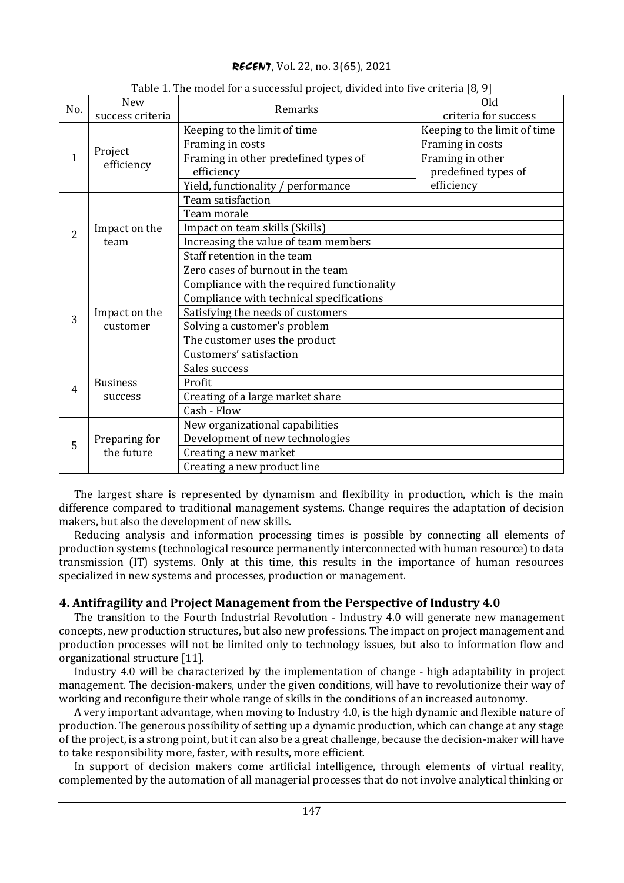Table 1. The model for a successful project, divided into five criteria [8, 9]

| No. | New success criteria | Remarks | Old criteria for success |
|---|---|---|---|
| 1 | Project efficiency | Keeping to the limit of time | Keeping to the limit of time |
| | | Framing in costs | Framing in costs |
| | | Framing in other predefined types of efficiency | Framing in other predefined types of efficiency |
| | | Yield, functionality / performance | |
| 2 | Impact on the team | Team satisfaction | |
| | | Team morale | |
| | | Impact on team skills (Skills) | |
| | | Increasing the value of team members | |
| | | Staff retention in the team | |
| | | Zero cases of burnout in the team | |
| 3 | Impact on the customer | Compliance with the required functionality | |
| | | Compliance with technical specifications | |
| | | Satisfying the needs of customers | |
| | | Solving a customer's problem | |
| | | The customer uses the product | |
| | | Customers' satisfaction | |
| 4 | Business success | Sales success | |
| | | Profit | |
| | | Creating of a large market share | |
| | | Cash - Flow | |
| 5 | Preparing for the future | New organizational capabilities | |
| | | Development of new technologies | |
| | | Creating a new market | |
| | | Creating a new product line | |

The largest share is represented by dynamism and flexibility in production, which is the main difference compared to traditional management systems. Change requires the adaptation of decision makers, but also the development of new skills.

Reducing analysis and information processing times is possible by connecting all elements of production systems (technological resource permanently interconnected with human resource) to data transmission (IT) systems. Only at this time, this results in the importance of human resources specialized in new systems and processes, production or management.

## 4. Antifragility and Project Management from the Perspective of Industry 4.0

The transition to the Fourth Industrial Revolution - Industry 4.0 will generate new management concepts, new production structures, but also new professions. The impact on project management and production processes will not be limited only to technology issues, but also to information flow and organizational structure [11].

Industry 4.0 will be characterized by the implementation of change - high adaptability in project management. The decision-makers, under the given conditions, will have to revolutionize their way of working and reconfigure their whole range of skills in the conditions of an increased autonomy.

A very important advantage, when moving to Industry 4.0, is the high dynamic and flexible nature of production. The generous possibility of setting up a dynamic production, which can change at any stage of the project, is a strong point, but it can also be a great challenge, because the decision-maker will have to take responsibility more, faster, with results, more efficient.

In support of decision makers come artificial intelligence, through elements of virtual reality, complemented by the automation of all managerial processes that do not involve analytical thinking or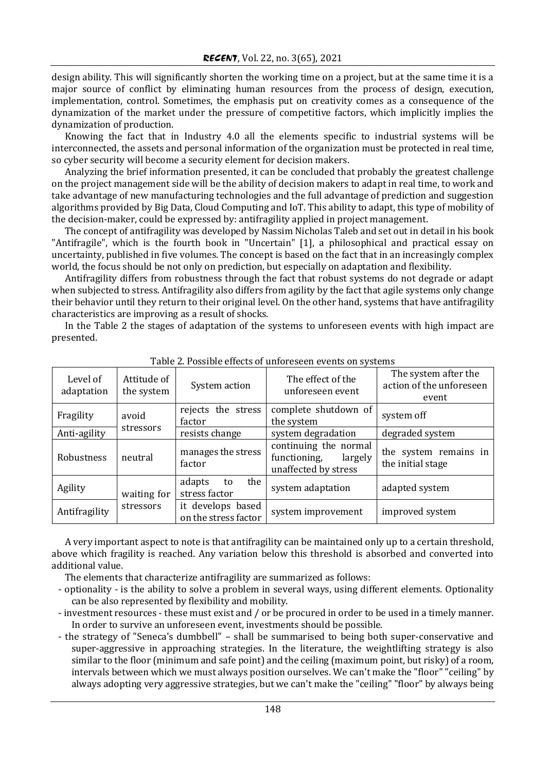design ability. This will significantly shorten the working time on a project, but at the same time it is a major source of conflict by eliminating human resources from the process of design, execution, implementation, control. Sometimes, the emphasis put on creativity comes as a consequence of the dynamization of the market under the pressure of competitive factors, which implicitly implies the dynamization of production.

Knowing the fact that in Industry 4.0 all the elements specific to industrial systems will be interconnected, the assets and personal information of the organization must be protected in real time, so cyber security will become a security element for decision makers.

Analyzing the brief information presented, it can be concluded that probably the greatest challenge on the project management side will be the ability of decision makers to adapt in real time, to work and take advantage of new manufacturing technologies and the full advantage of prediction and suggestion algorithms provided by Big Data, Cloud Computing and IoT. This ability to adapt, this type of mobility of the decision-maker, could be expressed by: antifragility applied in project management.

The concept of antifragility was developed by Nassim Nicholas Taleb and set out in detail in his book "Antifragile", which is the fourth book in "Uncertain" [1], a philosophical and practical essay on uncertainty, published in five volumes. The concept is based on the fact that in an increasingly complex world, the focus should be not only on prediction, but especially on adaptation and flexibility.

Antifragility differs from robustness through the fact that robust systems do not degrade or adapt when subjected to stress. Antifragility also differs from agility by the fact that agile systems only change their behavior until they return to their original level. On the other hand, systems that have antifragility characteristics are improving as a result of shocks.

In the Table 2 the stages of adaptation of the systems to unforeseen events with high impact are presented.

Table 2. Possible effects of unforeseen events on systems

| Level of adaptation | Attitude of the system | System action | The effect of the unforeseen event | The system after the action of the unforeseen event |
|---|---|---|---|---|
| Fragility | avoid stressors | rejects the stress factor | complete shutdown of the system | system off |
| Anti-agility | | resists change | system degradation | degraded system |
| Robustness | neutral | manages the stress factor | continuing the normal functioning, largely unaffected by stress | the system remains in the initial stage |
| Agility | waiting for stressors | adapts to the stress factor | system adaptation | adapted system |
| Antifragility | | it develops based on the stress factor | system improvement | improved system |

A very important aspect to note is that antifragility can be maintained only up to a certain threshold, above which fragility is reached. Any variation below this threshold is absorbed and converted into additional value.

The elements that characterize antifragility are summarized as follows:

- optionality - is the ability to solve a problem in several ways, using different elements. Optionality can be also represented by flexibility and mobility.
- investment resources - these must exist and / or be procured in order to be used in a timely manner. In order to survive an unforeseen event, investments should be possible.
- the strategy of "Seneca's dumbbell" – shall be summarised to being both super-conservative and super-aggressive in approaching strategies. In the literature, the weightlifting strategy is also similar to the floor (minimum and safe point) and the ceiling (maximum point, but risky) of a room, intervals between which we must always position ourselves. We can't make the "floor" "ceiling" by always adopting very aggressive strategies, but we can't make the "ceiling" "floor" by always being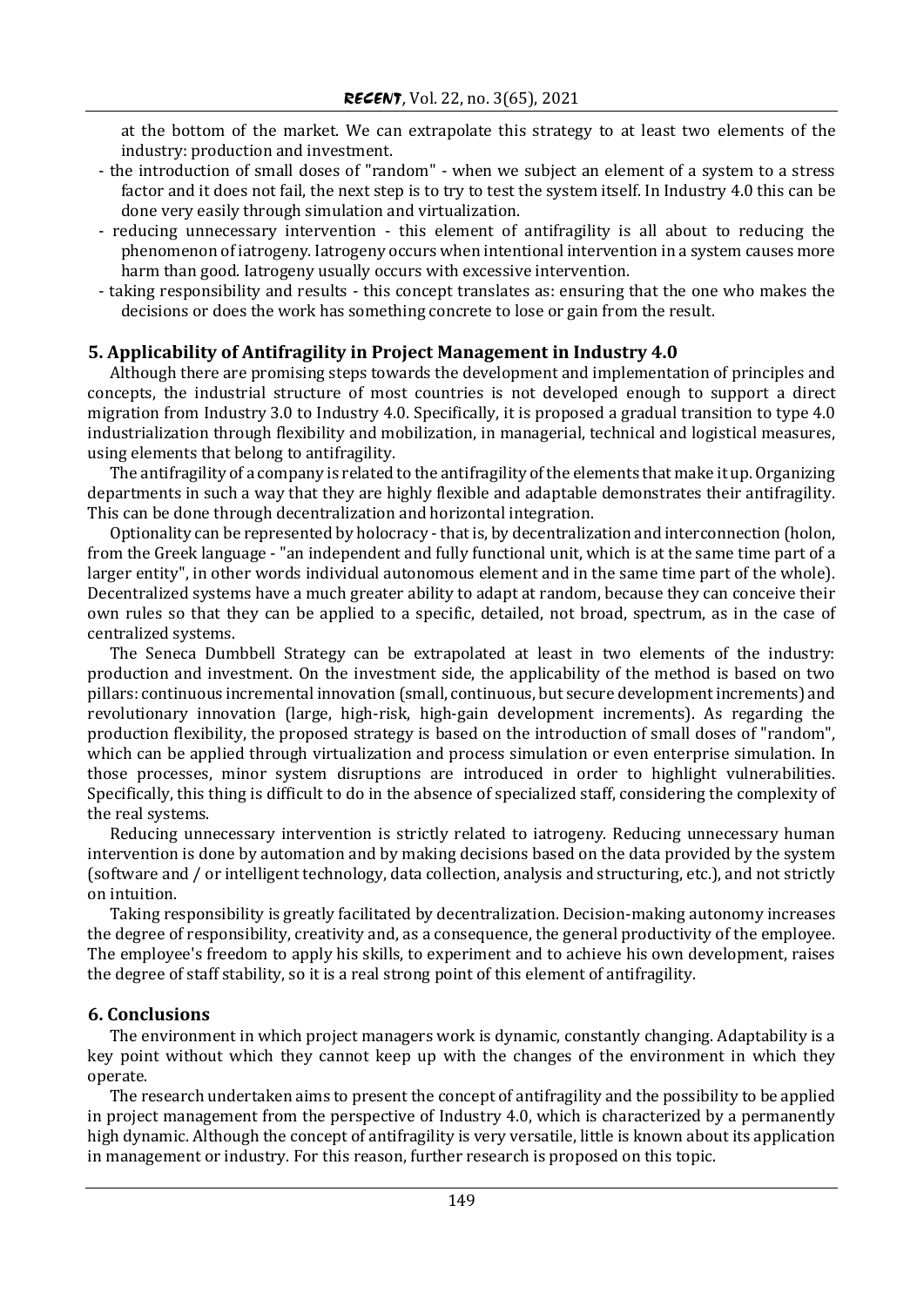at the bottom of the market. We can extrapolate this strategy to at least two elements of the industry: production and investment.

- the introduction of small doses of "random" - when we subject an element of a system to a stress factor and it does not fail, the next step is to try to test the system itself. In Industry 4.0 this can be done very easily through simulation and virtualization.
- reducing unnecessary intervention - this element of antifragility is all about to reducing the phenomenon of iatrogeny. Iatrogeny occurs when intentional intervention in a system causes more harm than good. Iatrogeny usually occurs with excessive intervention.
- taking responsibility and results - this concept translates as: ensuring that the one who makes the decisions or does the work has something concrete to lose or gain from the result.

## 5. Applicability of Antifragility in Project Management in Industry 4.0

Although there are promising steps towards the development and implementation of principles and concepts, the industrial structure of most countries is not developed enough to support a direct migration from Industry 3.0 to Industry 4.0. Specifically, it is proposed a gradual transition to type 4.0 industrialization through flexibility and mobilization, in managerial, technical and logistical measures, using elements that belong to antifragility.

The antifragility of a company is related to the antifragility of the elements that make it up. Organizing departments in such a way that they are highly flexible and adaptable demonstrates their antifragility. This can be done through decentralization and horizontal integration.

Optionality can be represented by holocracy - that is, by decentralization and interconnection (holon, from the Greek language - "an independent and fully functional unit, which is at the same time part of a larger entity", in other words individual autonomous element and in the same time part of the whole). Decentralized systems have a much greater ability to adapt at random, because they can conceive their own rules so that they can be applied to a specific, detailed, not broad, spectrum, as in the case of centralized systems.

The Seneca Dumbbell Strategy can be extrapolated at least in two elements of the industry: production and investment. On the investment side, the applicability of the method is based on two pillars: continuous incremental innovation (small, continuous, but secure development increments) and revolutionary innovation (large, high-risk, high-gain development increments). As regarding the production flexibility, the proposed strategy is based on the introduction of small doses of "random", which can be applied through virtualization and process simulation or even enterprise simulation. In those processes, minor system disruptions are introduced in order to highlight vulnerabilities. Specifically, this thing is difficult to do in the absence of specialized staff, considering the complexity of the real systems.

Reducing unnecessary intervention is strictly related to iatrogeny. Reducing unnecessary human intervention is done by automation and by making decisions based on the data provided by the system (software and / or intelligent technology, data collection, analysis and structuring, etc.), and not strictly on intuition.

Taking responsibility is greatly facilitated by decentralization. Decision-making autonomy increases the degree of responsibility, creativity and, as a consequence, the general productivity of the employee. The employee's freedom to apply his skills, to experiment and to achieve his own development, raises the degree of staff stability, so it is a real strong point of this element of antifragility.

## 6. Conclusions

The environment in which project managers work is dynamic, constantly changing. Adaptability is a key point without which they cannot keep up with the changes of the environment in which they operate.

The research undertaken aims to present the concept of antifragility and the possibility to be applied in project management from the perspective of Industry 4.0, which is characterized by a permanently high dynamic. Although the concept of antifragility is very versatile, little is known about its application in management or industry. For this reason, further research is proposed on this topic.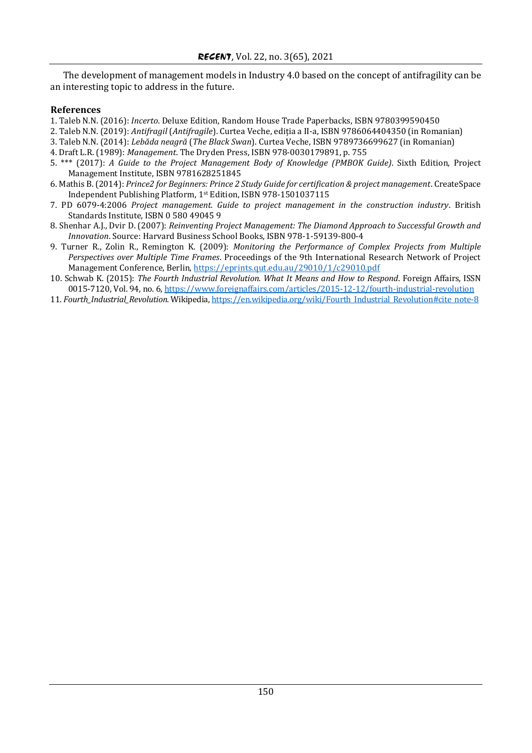The development of management models in Industry 4.0 based on the concept of antifragility can be an interesting topic to address in the future.

## References

1. Taleb N.N. (2016): *Incerto*. Deluxe Edition, Random House Trade Paperbacks, ISBN 9780399590450
2. Taleb N.N. (2019): *Antifragil* (*Antifragile*). Curtea Veche, ediția a II-a, ISBN 9786064404350 (in Romanian)
3. Taleb N.N. (2014): *Lebăda neagră* (*The Black Swan*). Curtea Veche, ISBN 9789736699627 (in Romanian)
4. Draft L.R. (1989): *Management*. The Dryden Press, ISBN 978-0030179891, p. 755
5. *** (2017): *A Guide to the Project Management Body of Knowledge (PMBOK Guide)*. Sixth Edition, Project Management Institute, ISBN 9781628251845
6. Mathis B. (2014): *Prince2 for Beginners: Prince 2 Study Guide for certification & project management*. CreateSpace Independent Publishing Platform, 1st Edition, ISBN 978-1501037115
7. PD 6079-4:2006 *Project management. Guide to project management in the construction industry*. British Standards Institute, ISBN 0 580 49045 9
8. Shenhar A.J., Dvir D. (2007): *Reinventing Project Management: The Diamond Approach to Successful Growth and Innovation*. Source: Harvard Business School Books, ISBN 978-1-59139-800-4
9. Turner R., Zolin R., Remington K. (2009): *Monitoring the Performance of Complex Projects from Multiple Perspectives over Multiple Time Frames*. Proceedings of the 9th International Research Network of Project Management Conference, Berlin, https://eprints.qut.edu.au/29010/1/c29010.pdf
10. Schwab K. (2015): *The Fourth Industrial Revolution. What It Means and How to Respond*. Foreign Affairs, ISSN 0015-7120, Vol. 94, no. 6, https://www.foreignaffairs.com/articles/2015-12-12/fourth-industrial-revolution
11. *Fourth_Industrial_Revolution*. Wikipedia, https://en.wikipedia.org/wiki/Fourth_Industrial_Revolution#cite_note-8